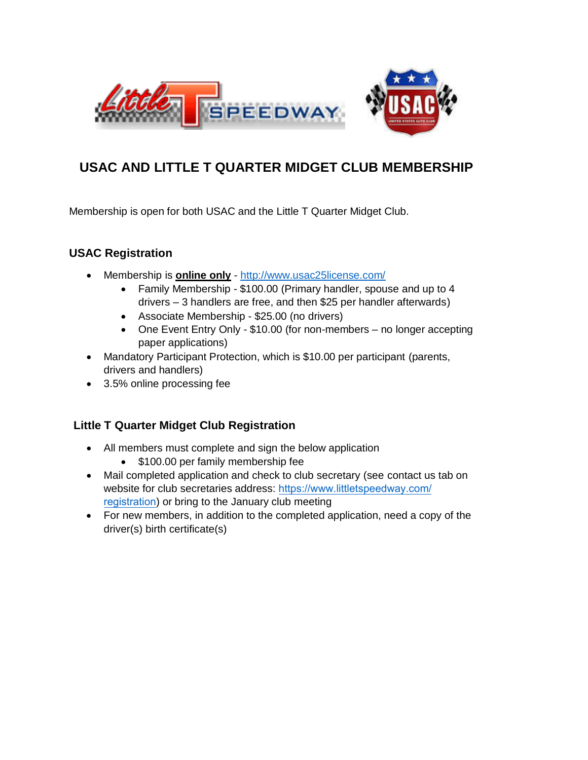# USAC AND LITTLE T QUARTER MIDGET CLUB MEMBERSHIP

Membership is open for both USAC and the Little T Quarter Midget Club.

## USAC Registration

- Membership is **online only** - http://www.usac25license.com/
  - Family Membership - $100.00 (Primary handler, spouse and up to 4 drivers – 3 handlers are free, and then $25 per handler afterwards)
  - Associate Membership - $25.00 (no drivers)
  - One Event Entry Only - $10.00 (for non-members – no longer accepting paper applications)
- Mandatory Participant Protection, which is $10.00 per participant (parents, drivers and handlers)
- 3.5% online processing fee

## Little T Quarter Midget Club Registration

- All members must complete and sign the below application
  - $100.00 per family membership fee
- Mail completed application and check to club secretary (see contact us tab on website for club secretaries address: https://www.littletspeedway.com/registration) or bring to the January club meeting
- For new members, in addition to the completed application, need a copy of the driver(s) birth certificate(s)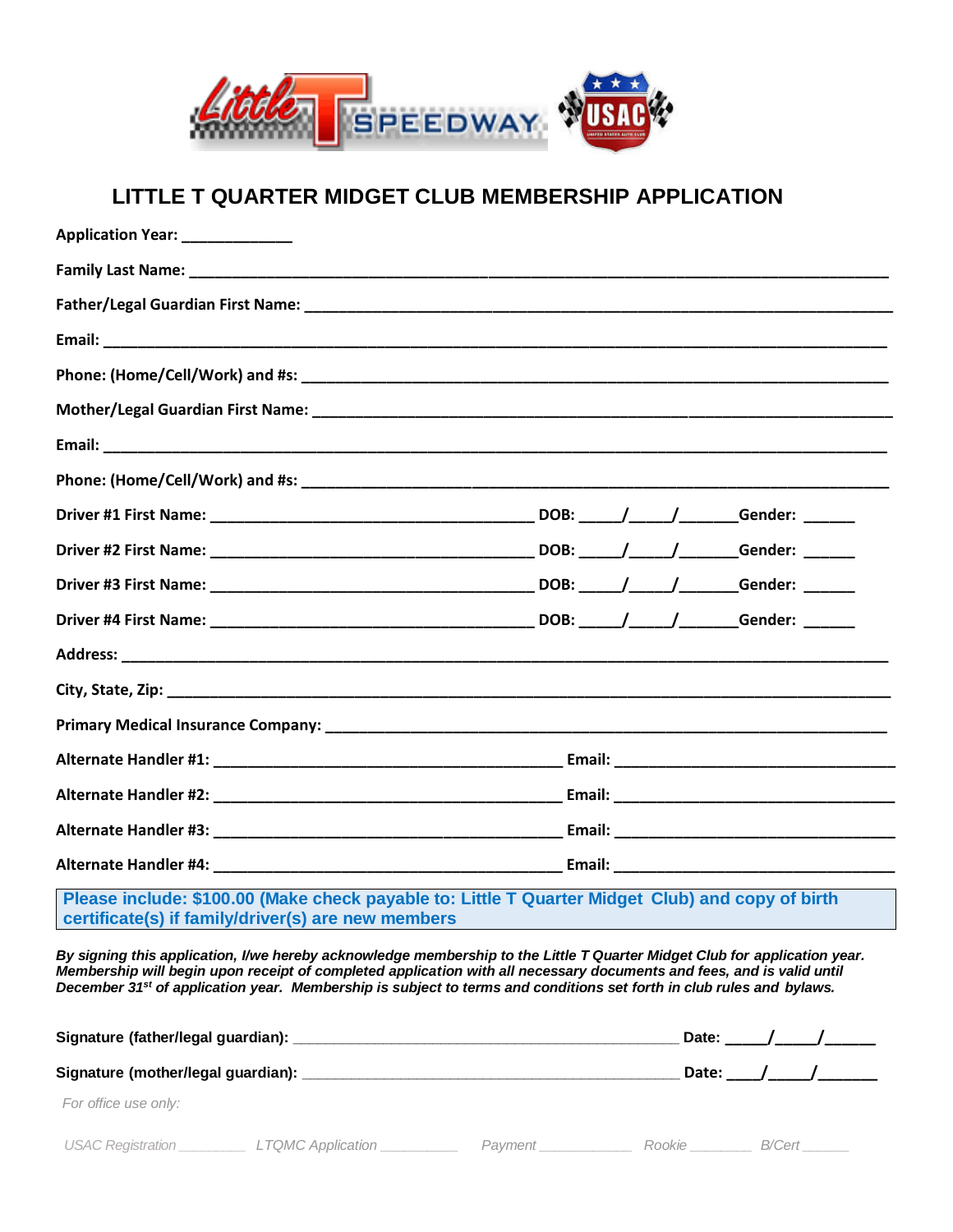# LITTLE T QUARTER MIDGET CLUB MEMBERSHIP APPLICATION

**Application Year:** _____________

**Family Last Name:** ________________________________________________________________________________________

**Father/Legal Guardian First Name:** ___________________________________________________________________________

**Email:** ______________________________________________________________________________________________

**Phone: (Home/Cell/Work) and #s:** ___________________________________________________________________________

**Mother/Legal Guardian First Name:** __________________________________________________________________________

**Email:** ______________________________________________________________________________________________

**Phone: (Home/Cell/Work) and #s:** ___________________________________________________________________________

**Driver #1 First Name:** ________________________________________ **DOB:** _____/_____/_______**Gender:** ______

**Driver #2 First Name:** ________________________________________ **DOB:** _____/_____/_______**Gender:** ______

**Driver #3 First Name:** ________________________________________ **DOB:** _____/_____/_______**Gender:** ______

**Driver #4 First Name:** ________________________________________ **DOB:** _____/_____/_______**Gender:** ______

**Address:** ____________________________________________________________________________________________

**City, State, Zip:** _______________________________________________________________________________________

**Primary Medical Insurance Company:** __________________________________________________________________

**Alternate Handler #1:** ____________________________________________ **Email:** _________________________________

**Alternate Handler #2:** ____________________________________________ **Email:** _________________________________

**Alternate Handler #3:** ____________________________________________ **Email:** _________________________________

**Alternate Handler #4:** ____________________________________________ **Email:** _________________________________

**Please include: $100.00 (Make check payable to: Little T Quarter Midget Club) and copy of birth certificate(s) if family/driver(s) are new members**

***By signing this application, I/we hereby acknowledge membership to the Little T Quarter Midget Club for application year. Membership will begin upon receipt of completed application with all necessary documents and fees, and is valid until December 31st of application year. Membership is subject to terms and conditions set forth in club rules and bylaws.***

**Signature (father/legal guardian):** _______________________________________________ **Date:** _____/_____/______

**Signature (mother/legal guardian):** _______________________________________________ **Date:** ____/_____/_______

*For office use only:*

*USAC Registration* _________ *LTQMC Application* __________ *Payment* ____________ *Rookie* ________ *B/Cert* ______